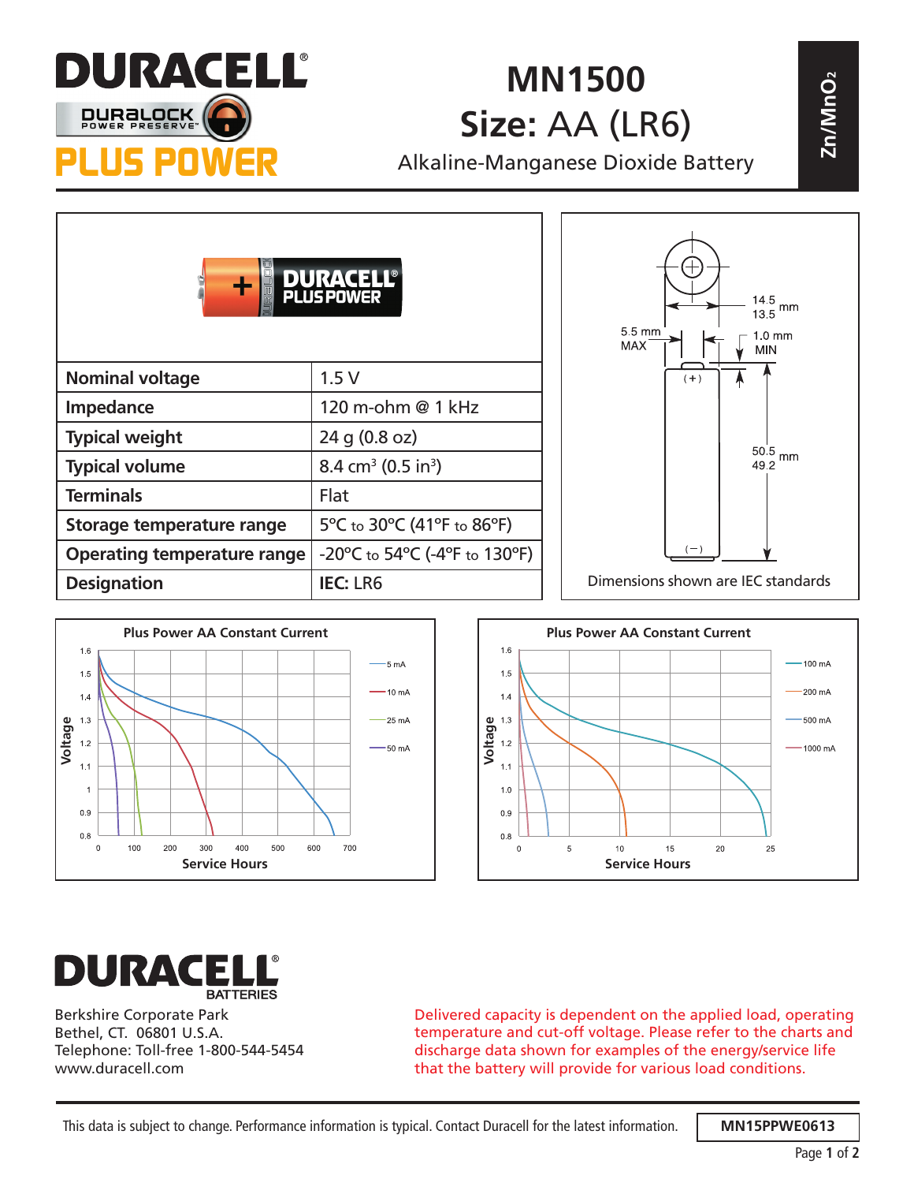# DURACELL

DURALOCK POWER PRESERVE™

**PLUS POWER**

# MN1500

## Size: AA (LR6)

Alkaline-Manganese Dioxide Battery

$Zn/MnO_2$

| Nominal voltage | 1.5 V |
|---|---|
| Impedance | 120 m-ohm @ 1 kHz |
| Typical weight | 24 g (0.8 oz) |
| Typical volume | 8.4 cm³ (0.5 in³) |
| Terminals | Flat |
| Storage temperature range | 5°C to 30°C (41°F to 86°F) |
| Operating temperature range | -20°C to 54°C (-4°F to 130°F) |
| Designation | **IEC:** LR6 |

14.5 / 13.5 mm

5.5 mm MAX

1.0 mm MIN

50.5 / 49.2 mm

Dimensions shown are IEC standards

**Plus Power AA Constant Current**

Voltage vs. Service Hours (0–700 hours): 5 mA, 10 mA, 25 mA, 50 mA

**Plus Power AA Constant Current**

Voltage vs. Service Hours (0–25 hours): 100 mA, 200 mA, 500 mA, 1000 mA

**DURACELL** BATTERIES

Berkshire Corporate Park
Bethel, CT. 06801 U.S.A.
Telephone: Toll-free 1-800-544-5454
www.duracell.com

Delivered capacity is dependent on the applied load, operating temperature and cut-off voltage. Please refer to the charts and discharge data shown for examples of the energy/service life that the battery will provide for various load conditions.

This data is subject to change. Performance information is typical. Contact Duracell for the latest information.

MN15PPWE0613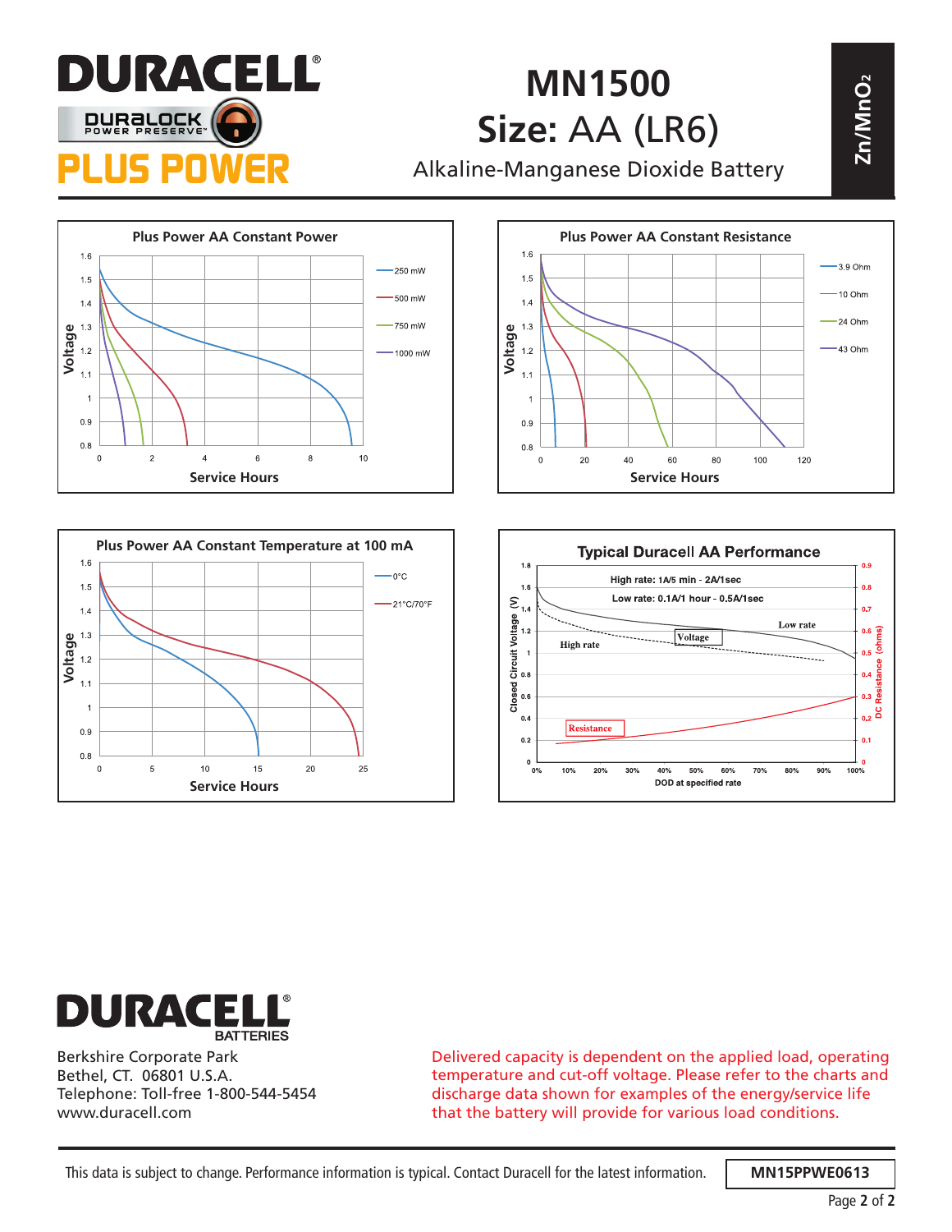# DURACELL

DURALOCK POWER PRESERVE™

PLUS POWER

# MN1500
# Size: AA (LR6)

Alkaline-Manganese Dioxide Battery

$Zn/MnO_2$

**Plus Power AA Constant Power**

Voltage

1.6 1.5 1.4 1.3 1.2 1.1 1 0.9 0.8

0 2 4 6 8 10

Service Hours

250 mW
500 mW
750 mW
1000 mW

**Plus Power AA Constant Resistance**

Voltage

1.6 1.5 1.4 1.3 1.2 1.1 1 0.9 0.8

0 20 40 60 80 100 120

Service Hours

3.9 Ohm
10 Ohm
24 Ohm
43 Ohm

**Plus Power AA Constant Temperature at 100 mA**

Voltage

1.6 1.5 1.4 1.3 1.2 1.1 1 0.9 0.8

0 5 10 15 20 25

Service Hours

0°C
21°C/70°F

**Typical Duracell AA Performance**

High rate: 1A/5 min - 2A/1sec

Low rate: 0.1A/1 hour - 0.5A/1sec

Closed Circuit Voltage (V)

1.8 1.6 1.4 1.2 1 0.8 0.6 0.4 0.2 0

DC Resistance (ohms)

0.9 0.8 0.7 0.6 0.5 0.4 0.3 0.2 0.1 0

0% 10% 20% 30% 40% 50% 60% 70% 80% 90% 100%

DOD at specified rate

Low rate

Voltage

High rate

Resistance

DURACELL BATTERIES

Berkshire Corporate Park
Bethel, CT. 06801 U.S.A.
Telephone: Toll-free 1-800-544-5454
www.duracell.com

Delivered capacity is dependent on the applied load, operating temperature and cut-off voltage. Please refer to the charts and discharge data shown for examples of the energy/service life that the battery will provide for various load conditions.

This data is subject to change. Performance information is typical. Contact Duracell for the latest information.

MN15PPWE0613